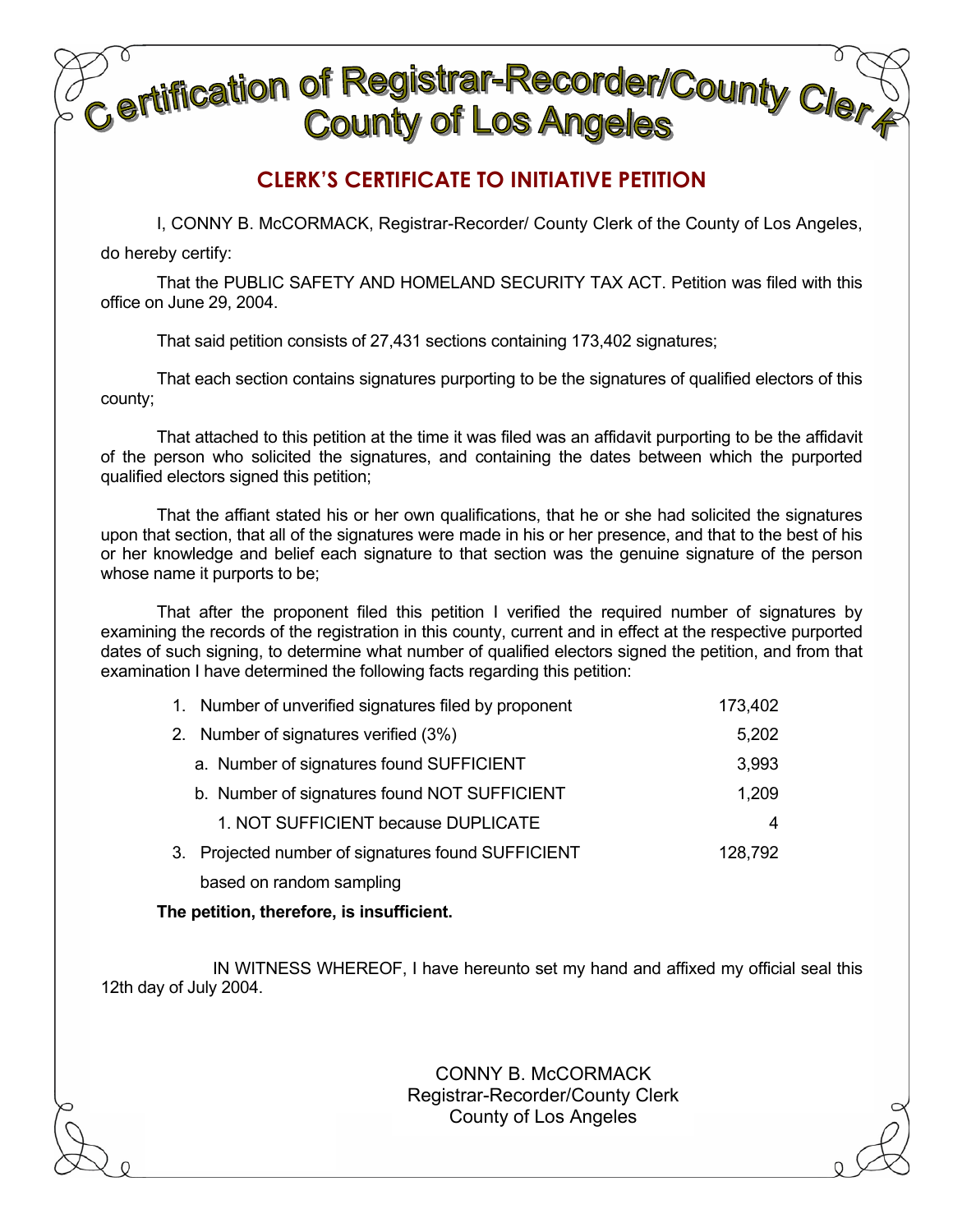# Certification of Registrar-Recorder/County Clerk
# County of Los Angeles

## CLERK'S CERTIFICATE TO INITIATIVE PETITION

I, CONNY B. McCORMACK, Registrar-Recorder/ County Clerk of the County of Los Angeles, do hereby certify:

That the PUBLIC SAFETY AND HOMELAND SECURITY TAX ACT. Petition was filed with this office on June 29, 2004.

That said petition consists of 27,431 sections containing 173,402 signatures;

That each section contains signatures purporting to be the signatures of qualified electors of this county;

That attached to this petition at the time it was filed was an affidavit purporting to be the affidavit of the person who solicited the signatures, and containing the dates between which the purported qualified electors signed this petition;

That the affiant stated his or her own qualifications, that he or she had solicited the signatures upon that section, that all of the signatures were made in his or her presence, and that to the best of his or her knowledge and belief each signature to that section was the genuine signature of the person whose name it purports to be;

That after the proponent filed this petition I verified the required number of signatures by examining the records of the registration in this county, current and in effect at the respective purported dates of such signing, to determine what number of qualified electors signed the petition, and from that examination I have determined the following facts regarding this petition:

| | |
|---|---|
| 1. Number of unverified signatures filed by proponent | 173,402 |
| 2. Number of signatures verified (3%) | 5,202 |
| a. Number of signatures found SUFFICIENT | 3,993 |
| b. Number of signatures found NOT SUFFICIENT | 1,209 |
| 1. NOT SUFFICIENT because DUPLICATE | 4 |
| 3. Projected number of signatures found SUFFICIENT based on random sampling | 128,792 |

**The petition, therefore, is insufficient.**

IN WITNESS WHEREOF, I have hereunto set my hand and affixed my official seal this 12th day of July 2004.

CONNY B. McCORMACK
Registrar-Recorder/County Clerk
County of Los Angeles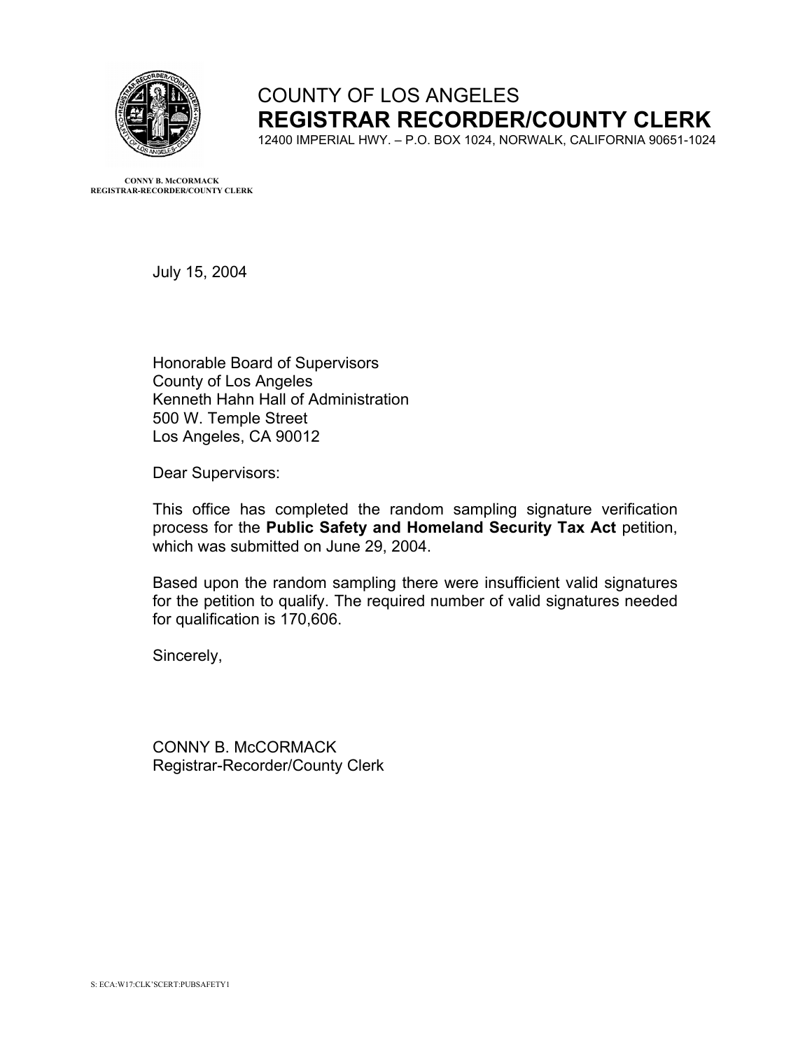COUNTY OF LOS ANGELES

**REGISTRAR RECORDER/COUNTY CLERK**

12400 IMPERIAL HWY. – P.O. BOX 1024, NORWALK, CALIFORNIA 90651-1024

CONNY B. McCORMACK
REGISTRAR-RECORDER/COUNTY CLERK

July 15, 2004

Honorable Board of Supervisors
County of Los Angeles
Kenneth Hahn Hall of Administration
500 W. Temple Street
Los Angeles, CA 90012

Dear Supervisors:

This office has completed the random sampling signature verification process for the **Public Safety and Homeland Security Tax Act** petition, which was submitted on June 29, 2004.

Based upon the random sampling there were insufficient valid signatures for the petition to qualify. The required number of valid signatures needed for qualification is 170,606.

Sincerely,

CONNY B. McCORMACK
Registrar-Recorder/County Clerk

S: ECA:W17:CLK'SCERT:PUBSAFETY1